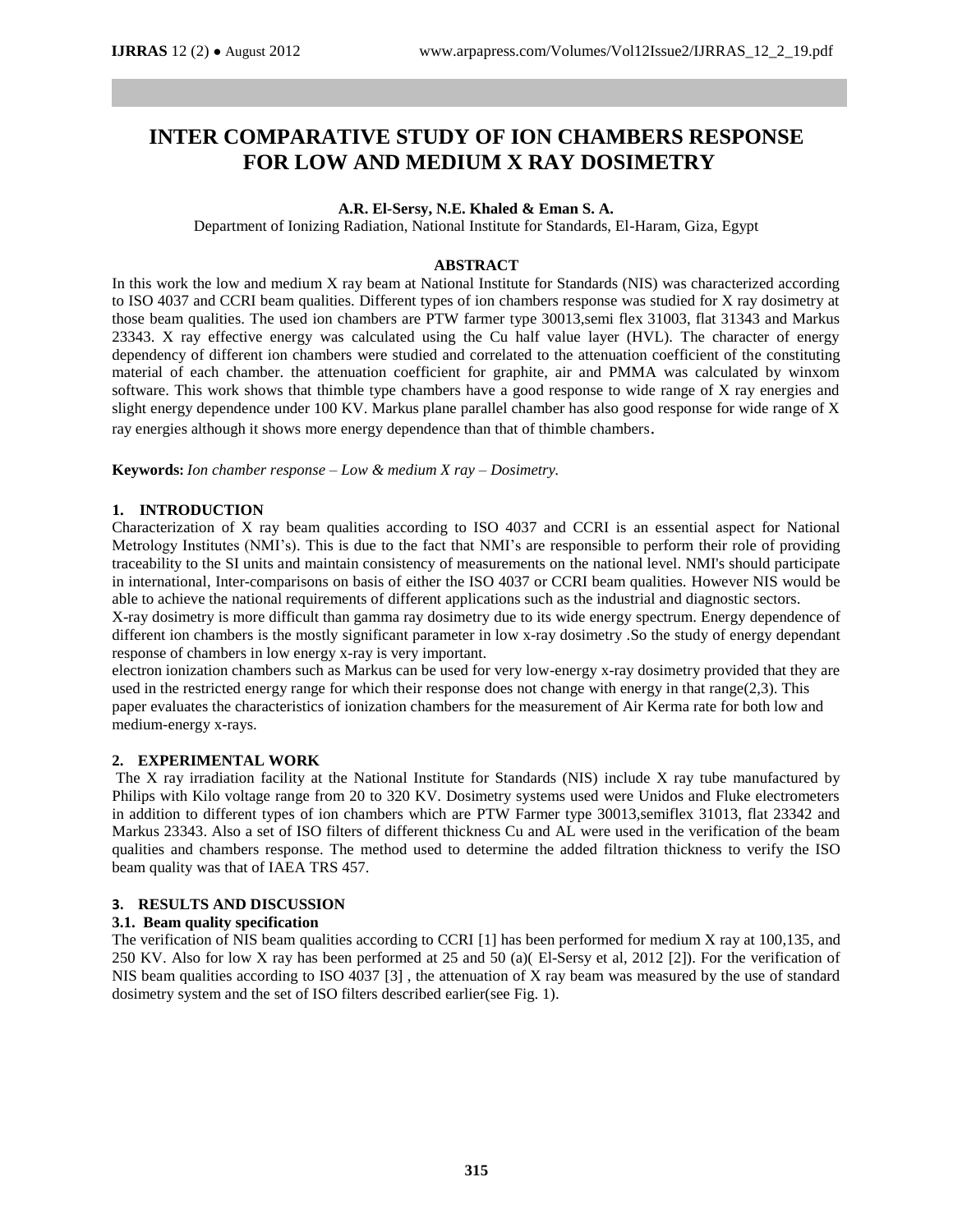# INTER COMPARATIVE STUDY OF ION CHAMBERS RESPONSE FOR LOW AND MEDIUM X RAY DOSIMETRY

**A.R. El-Sersy, N.E. Khaled & Eman S. A.**

Department of Ionizing Radiation, National Institute for Standards, El-Haram, Giza, Egypt

## ABSTRACT

In this work the low and medium X ray beam at National Institute for Standards (NIS) was characterized according to ISO 4037 and CCRI beam qualities. Different types of ion chambers response was studied for X ray dosimetry at those beam qualities. The used ion chambers are PTW farmer type 30013,semi flex 31003, flat 31343 and Markus 23343. X ray effective energy was calculated using the Cu half value layer (HVL). The character of energy dependency of different ion chambers were studied and correlated to the attenuation coefficient of the constituting material of each chamber. the attenuation coefficient for graphite, air and PMMA was calculated by winxom software. This work shows that thimble type chambers have a good response to wide range of X ray energies and slight energy dependence under 100 KV. Markus plane parallel chamber has also good response for wide range of X ray energies although it shows more energy dependence than that of thimble chambers.

**Keywords:** *Ion chamber response – Low & medium X ray – Dosimetry.*

## 1. INTRODUCTION

Characterization of X ray beam qualities according to ISO 4037 and CCRI is an essential aspect for National Metrology Institutes (NMI's). This is due to the fact that NMI's are responsible to perform their role of providing traceability to the SI units and maintain consistency of measurements on the national level. NMI's should participate in international, Inter-comparisons on basis of either the ISO 4037 or CCRI beam qualities. However NIS would be able to achieve the national requirements of different applications such as the industrial and diagnostic sectors.

X-ray dosimetry is more difficult than gamma ray dosimetry due to its wide energy spectrum. Energy dependence of different ion chambers is the mostly significant parameter in low x-ray dosimetry .So the study of energy dependant response of chambers in low energy x-ray is very important.

electron ionization chambers such as Markus can be used for very low-energy x-ray dosimetry provided that they are used in the restricted energy range for which their response does not change with energy in that range(2,3). This paper evaluates the characteristics of ionization chambers for the measurement of Air Kerma rate for both low and medium-energy x-rays.

## 2. EXPERIMENTAL WORK

The X ray irradiation facility at the National Institute for Standards (NIS) include X ray tube manufactured by Philips with Kilo voltage range from 20 to 320 KV. Dosimetry systems used were Unidos and Fluke electrometers in addition to different types of ion chambers which are PTW Farmer type 30013,semiflex 31013, flat 23342 and Markus 23343. Also a set of ISO filters of different thickness Cu and AL were used in the verification of the beam qualities and chambers response. The method used to determine the added filtration thickness to verify the ISO beam quality was that of IAEA TRS 457.

## 3. RESULTS AND DISCUSSION

### 3.1. Beam quality specification

The verification of NIS beam qualities according to CCRI [1] has been performed for medium X ray at 100,135, and 250 KV. Also for low X ray has been performed at 25 and 50 (a)( El-Sersy et al, 2012 [2]). For the verification of NIS beam qualities according to ISO 4037 [3] , the attenuation of X ray beam was measured by the use of standard dosimetry system and the set of ISO filters described earlier(see Fig. 1).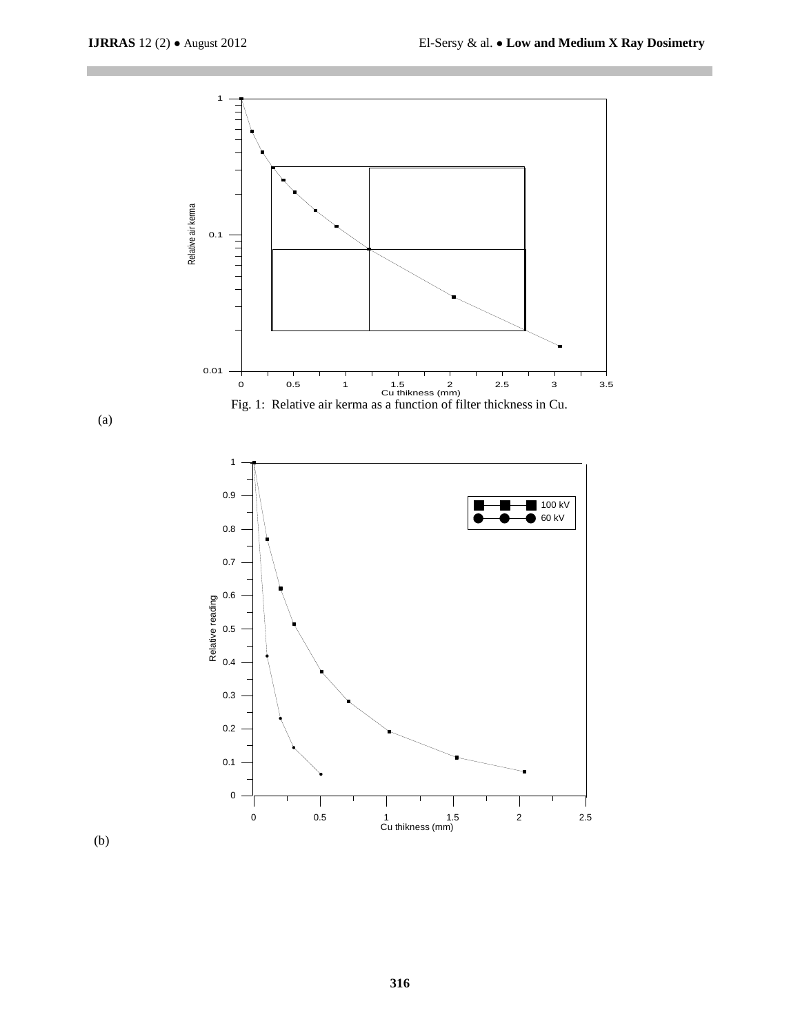Fig. 1: Relative air kerma as a function of filter thickness in Cu.

(a)

(b)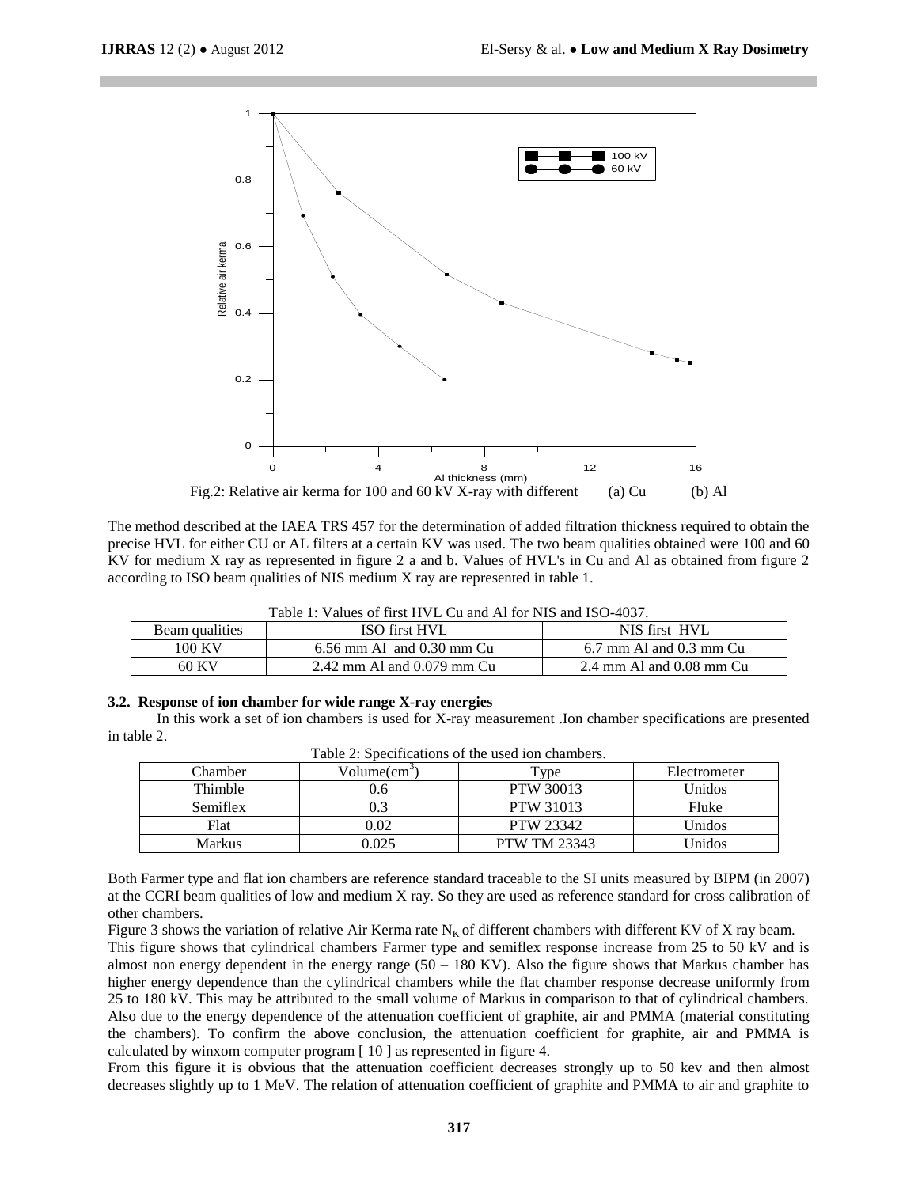Fig.2: Relative air kerma for 100 and 60 kV X-ray with different (a) Cu (b) Al

The method described at the IAEA TRS 457 for the determination of added filtration thickness required to obtain the precise HVL for either CU or AL filters at a certain KV was used. The two beam qualities obtained were 100 and 60 KV for medium X ray as represented in figure 2 a and b. Values of HVL's in Cu and Al as obtained from figure 2 according to ISO beam qualities of NIS medium X ray are represented in table 1.

Table 1: Values of first HVL Cu and Al for NIS and ISO-4037.

| Beam qualities | ISO first HVL | NIS first HVL |
|---|---|---|
| 100 KV | 6.56 mm Al and 0.30 mm Cu | 6.7 mm Al and 0.3 mm Cu |
| 60 KV | 2.42 mm Al and 0.079 mm Cu | 2.4 mm Al and 0.08 mm Cu |

### 3.2. Response of ion chamber for wide range X-ray energies

In this work a set of ion chambers is used for X-ray measurement .Ion chamber specifications are presented in table 2.

Table 2: Specifications of the used ion chambers.

| Chamber | Volume($cm^3$) | Type | Electrometer |
|---|---|---|---|
| Thimble | 0.6 | PTW 30013 | Unidos |
| Semiflex | 0.3 | PTW 31013 | Fluke |
| Flat | 0.02 | PTW 23342 | Unidos |
| Markus | 0.025 | PTW TM 23343 | Unidos |

Both Farmer type and flat ion chambers are reference standard traceable to the SI units measured by BIPM (in 2007) at the CCRI beam qualities of low and medium X ray. So they are used as reference standard for cross calibration of other chambers.

Figure 3 shows the variation of relative Air Kerma rate $N_K$ of different chambers with different KV of X ray beam.

This figure shows that cylindrical chambers Farmer type and semiflex response increase from 25 to 50 kV and is almost non energy dependent in the energy range (50 – 180 KV). Also the figure shows that Markus chamber has higher energy dependence than the cylindrical chambers while the flat chamber response decrease uniformly from 25 to 180 kV. This may be attributed to the small volume of Markus in comparison to that of cylindrical chambers. Also due to the energy dependence of the attenuation coefficient of graphite, air and PMMA (material constituting the chambers). To confirm the above conclusion, the attenuation coefficient for graphite, air and PMMA is calculated by winxom computer program [ 10 ] as represented in figure 4.

From this figure it is obvious that the attenuation coefficient decreases strongly up to 50 kev and then almost decreases slightly up to 1 MeV. The relation of attenuation coefficient of graphite and PMMA to air and graphite to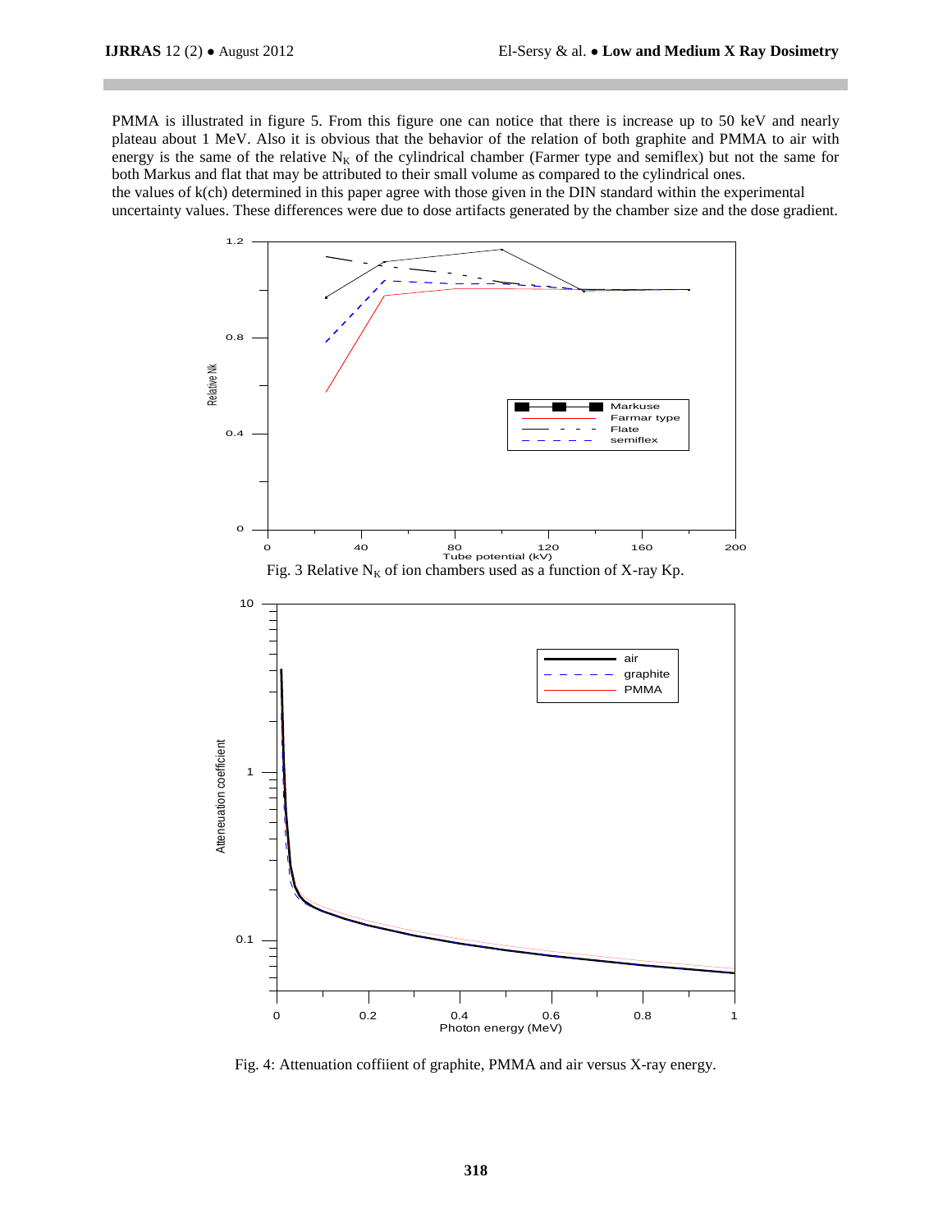PMMA is illustrated in figure 5. From this figure one can notice that there is increase up to 50 keV and nearly plateau about 1 MeV. Also it is obvious that the behavior of the relation of both graphite and PMMA to air with energy is the same of the relative $N_K$ of the cylindrical chamber (Farmer type and semiflex) but not the same for both Markus and flat that may be attributed to their small volume as compared to the cylindrical ones.

the values of k(ch) determined in this paper agree with those given in the DIN standard within the experimental uncertainty values. These differences were due to dose artifacts generated by the chamber size and the dose gradient.

Fig. 3 Relative $N_K$ of ion chambers used as a function of X-ray Kp.

Fig. 4: Attenuation coffiient of graphite, PMMA and air versus X-ray energy.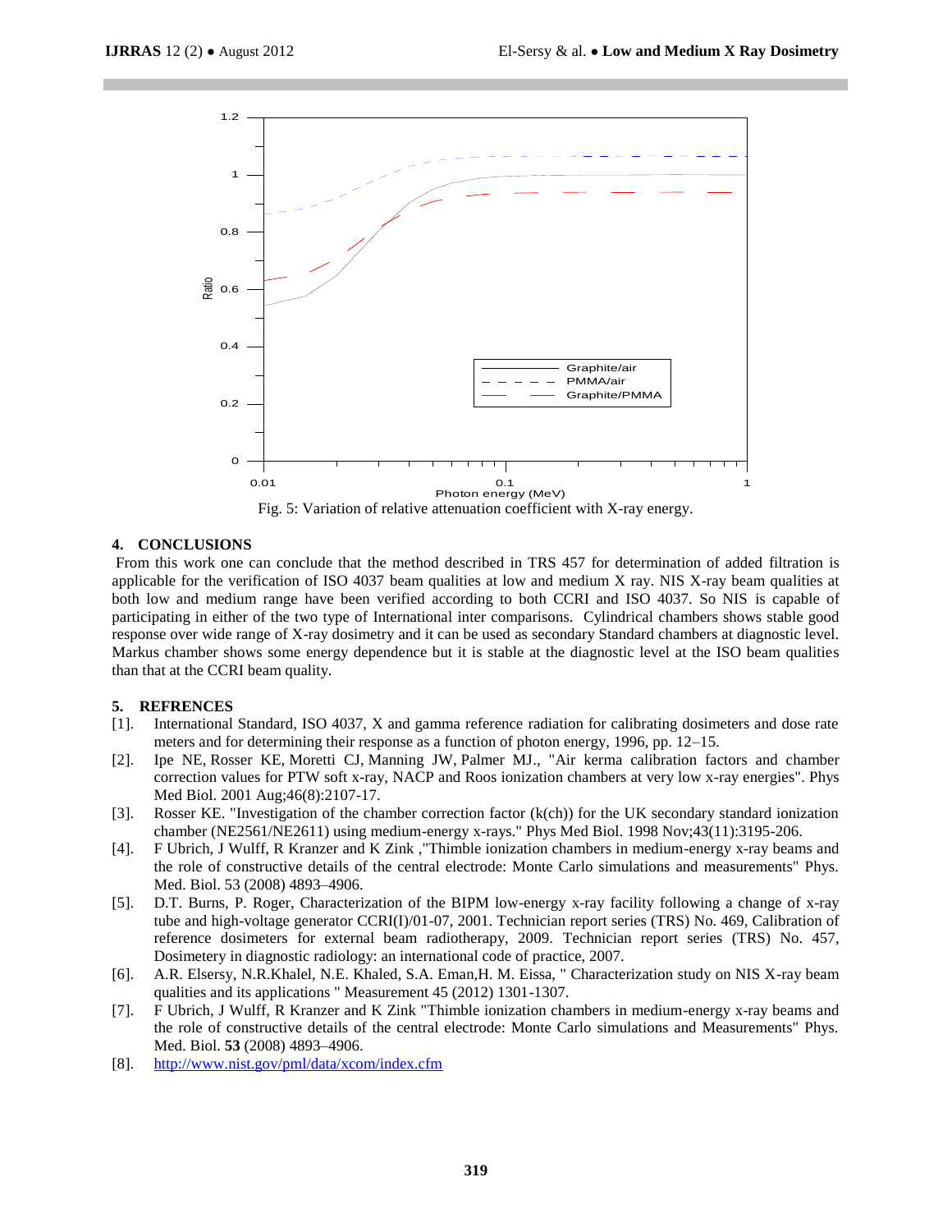1.2

1

0.8

0.6

0.4

0.2

0

Ratio

0.01

0.1

1

Photon energy (MeV)

Graphite/air

PMMA/air

Graphite/PMMA

Fig. 5: Variation of relative attenuation coefficient with X-ray energy.

## 4. CONCLUSIONS

From this work one can conclude that the method described in TRS 457 for determination of added filtration is applicable for the verification of ISO 4037 beam qualities at low and medium X ray. NIS X-ray beam qualities at both low and medium range have been verified according to both CCRI and ISO 4037. So NIS is capable of participating in either of the two type of International inter comparisons. Cylindrical chambers shows stable good response over wide range of X-ray dosimetry and it can be used as secondary Standard chambers at diagnostic level. Markus chamber shows some energy dependence but it is stable at the diagnostic level at the ISO beam qualities than that at the CCRI beam quality.

## 5. REFRENCES

[1]. International Standard, ISO 4037, X and gamma reference radiation for calibrating dosimeters and dose rate meters and for determining their response as a function of photon energy, 1996, pp. 12–15.

[2]. Ipe NE, Rosser KE, Moretti CJ, Manning JW, Palmer MJ., "Air kerma calibration factors and chamber correction values for PTW soft x-ray, NACP and Roos ionization chambers at very low x-ray energies". Phys Med Biol. 2001 Aug;46(8):2107-17.

[3]. Rosser KE. "Investigation of the chamber correction factor (k(ch)) for the UK secondary standard ionization chamber (NE2561/NE2611) using medium-energy x-rays." Phys Med Biol. 1998 Nov;43(11):3195-206.

[4]. F Ubrich, J Wulff, R Kranzer and K Zink ,"Thimble ionization chambers in medium-energy x-ray beams and the role of constructive details of the central electrode: Monte Carlo simulations and measurements" Phys. Med. Biol. 53 (2008) 4893–4906.

[5]. D.T. Burns, P. Roger, Characterization of the BIPM low-energy x-ray facility following a change of x-ray tube and high-voltage generator CCRI(I)/01-07, 2001. Technician report series (TRS) No. 469, Calibration of reference dosimeters for external beam radiotherapy, 2009. Technician report series (TRS) No. 457, Dosimetery in diagnostic radiology: an international code of practice, 2007.

[6]. A.R. Elsersy, N.R.Khalel, N.E. Khaled, S.A. Eman,H. M. Eissa, " Characterization study on NIS X-ray beam qualities and its applications " Measurement 45 (2012) 1301-1307.

[7]. F Ubrich, J Wulff, R Kranzer and K Zink "Thimble ionization chambers in medium-energy x-ray beams and the role of constructive details of the central electrode: Monte Carlo simulations and Measurements" Phys. Med. Biol. **53** (2008) 4893–4906.

[8]. http://www.nist.gov/pml/data/xcom/index.cfm